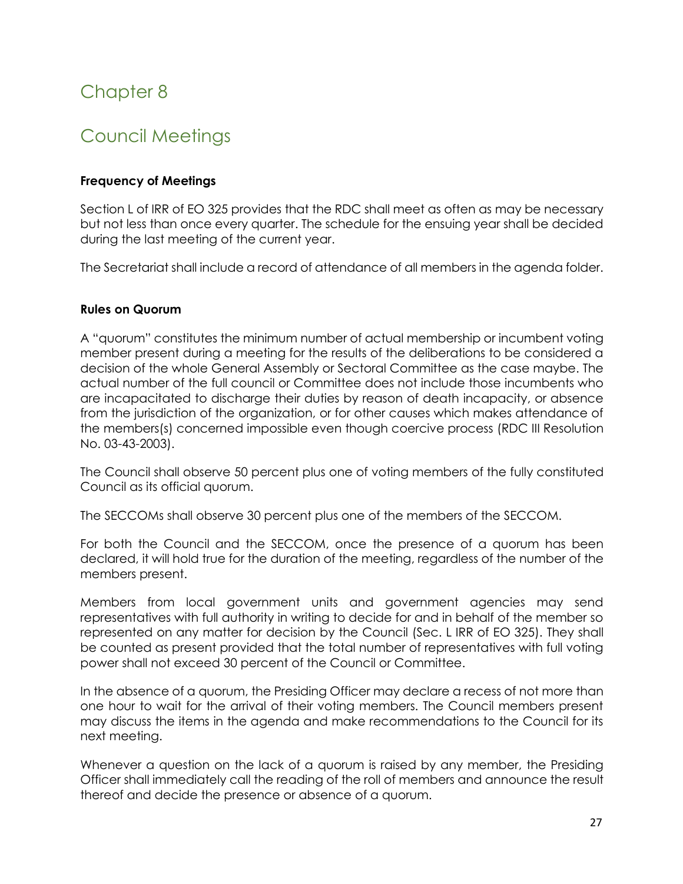# Chapter 8

# Council Meetings

**Frequency of Meetings**

Section L of IRR of EO 325 provides that the RDC shall meet as often as may be necessary but not less than once every quarter. The schedule for the ensuing year shall be decided during the last meeting of the current year.

The Secretariat shall include a record of attendance of all members in the agenda folder.

**Rules on Quorum**

A "quorum" constitutes the minimum number of actual membership or incumbent voting member present during a meeting for the results of the deliberations to be considered a decision of the whole General Assembly or Sectoral Committee as the case maybe. The actual number of the full council or Committee does not include those incumbents who are incapacitated to discharge their duties by reason of death incapacity, or absence from the jurisdiction of the organization, or for other causes which makes attendance of the members(s) concerned impossible even though coercive process (RDC III Resolution No. 03-43-2003).

The Council shall observe 50 percent plus one of voting members of the fully constituted Council as its official quorum.

The SECCOMs shall observe 30 percent plus one of the members of the SECCOM.

For both the Council and the SECCOM, once the presence of a quorum has been declared, it will hold true for the duration of the meeting, regardless of the number of the members present.

Members from local government units and government agencies may send representatives with full authority in writing to decide for and in behalf of the member so represented on any matter for decision by the Council (Sec. L IRR of EO 325). They shall be counted as present provided that the total number of representatives with full voting power shall not exceed 30 percent of the Council or Committee.

In the absence of a quorum, the Presiding Officer may declare a recess of not more than one hour to wait for the arrival of their voting members. The Council members present may discuss the items in the agenda and make recommendations to the Council for its next meeting.

Whenever a question on the lack of a quorum is raised by any member, the Presiding Officer shall immediately call the reading of the roll of members and announce the result thereof and decide the presence or absence of a quorum.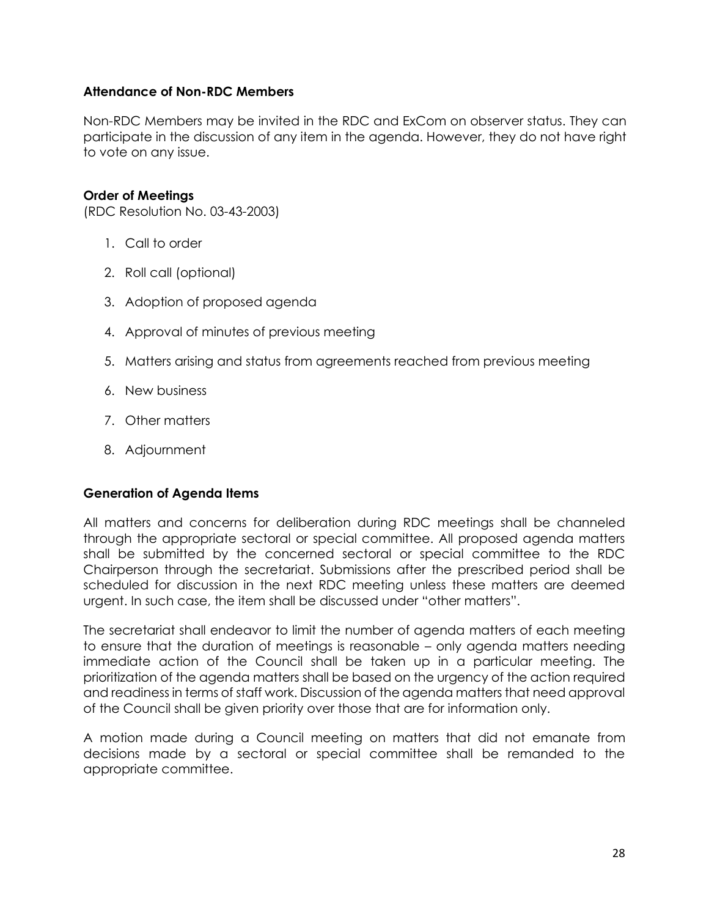### Attendance of Non-RDC Members

Non-RDC Members may be invited in the RDC and ExCom on observer status. They can participate in the discussion of any item in the agenda. However, they do not have right to vote on any issue.

### Order of Meetings

(RDC Resolution No. 03-43-2003)

1. Call to order
2. Roll call (optional)
3. Adoption of proposed agenda
4. Approval of minutes of previous meeting
5. Matters arising and status from agreements reached from previous meeting
6. New business
7. Other matters
8. Adjournment

### Generation of Agenda Items

All matters and concerns for deliberation during RDC meetings shall be channeled through the appropriate sectoral or special committee. All proposed agenda matters shall be submitted by the concerned sectoral or special committee to the RDC Chairperson through the secretariat. Submissions after the prescribed period shall be scheduled for discussion in the next RDC meeting unless these matters are deemed urgent. In such case, the item shall be discussed under "other matters".

The secretariat shall endeavor to limit the number of agenda matters of each meeting to ensure that the duration of meetings is reasonable – only agenda matters needing immediate action of the Council shall be taken up in a particular meeting. The prioritization of the agenda matters shall be based on the urgency of the action required and readiness in terms of staff work. Discussion of the agenda matters that need approval of the Council shall be given priority over those that are for information only.

A motion made during a Council meeting on matters that did not emanate from decisions made by a sectoral or special committee shall be remanded to the appropriate committee.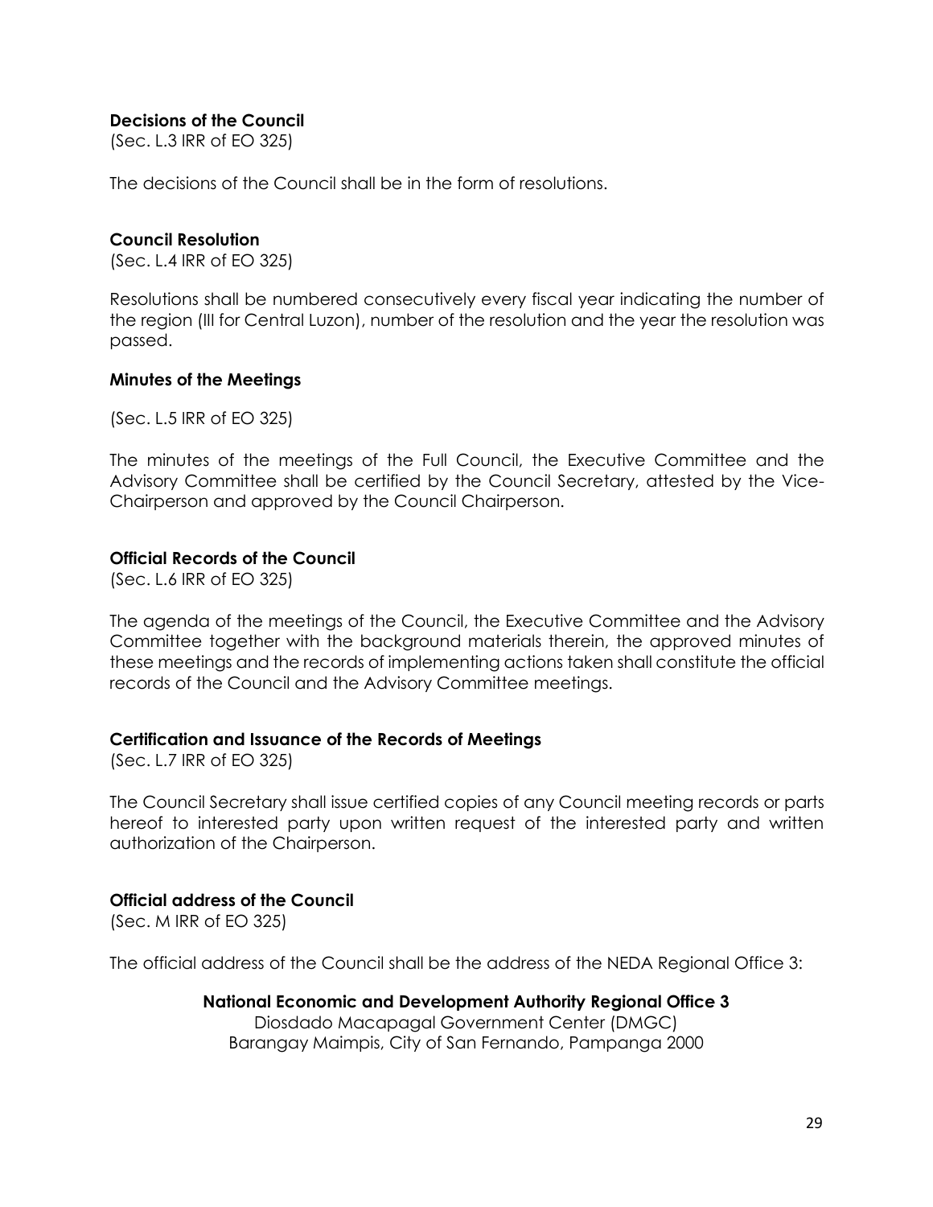**Decisions of the Council**

(Sec. L.3 IRR of EO 325)

The decisions of the Council shall be in the form of resolutions.

**Council Resolution**

(Sec. L.4 IRR of EO 325)

Resolutions shall be numbered consecutively every fiscal year indicating the number of the region (III for Central Luzon), number of the resolution and the year the resolution was passed.

**Minutes of the Meetings**

(Sec. L.5 IRR of EO 325)

The minutes of the meetings of the Full Council, the Executive Committee and the Advisory Committee shall be certified by the Council Secretary, attested by the Vice-Chairperson and approved by the Council Chairperson.

**Official Records of the Council**

(Sec. L.6 IRR of EO 325)

The agenda of the meetings of the Council, the Executive Committee and the Advisory Committee together with the background materials therein, the approved minutes of these meetings and the records of implementing actions taken shall constitute the official records of the Council and the Advisory Committee meetings.

**Certification and Issuance of the Records of Meetings**

(Sec. L.7 IRR of EO 325)

The Council Secretary shall issue certified copies of any Council meeting records or parts hereof to interested party upon written request of the interested party and written authorization of the Chairperson.

**Official address of the Council**

(Sec. M IRR of EO 325)

The official address of the Council shall be the address of the NEDA Regional Office 3:

**National Economic and Development Authority Regional Office 3**
Diosdado Macapagal Government Center (DMGC)
Barangay Maimpis, City of San Fernando, Pampanga 2000